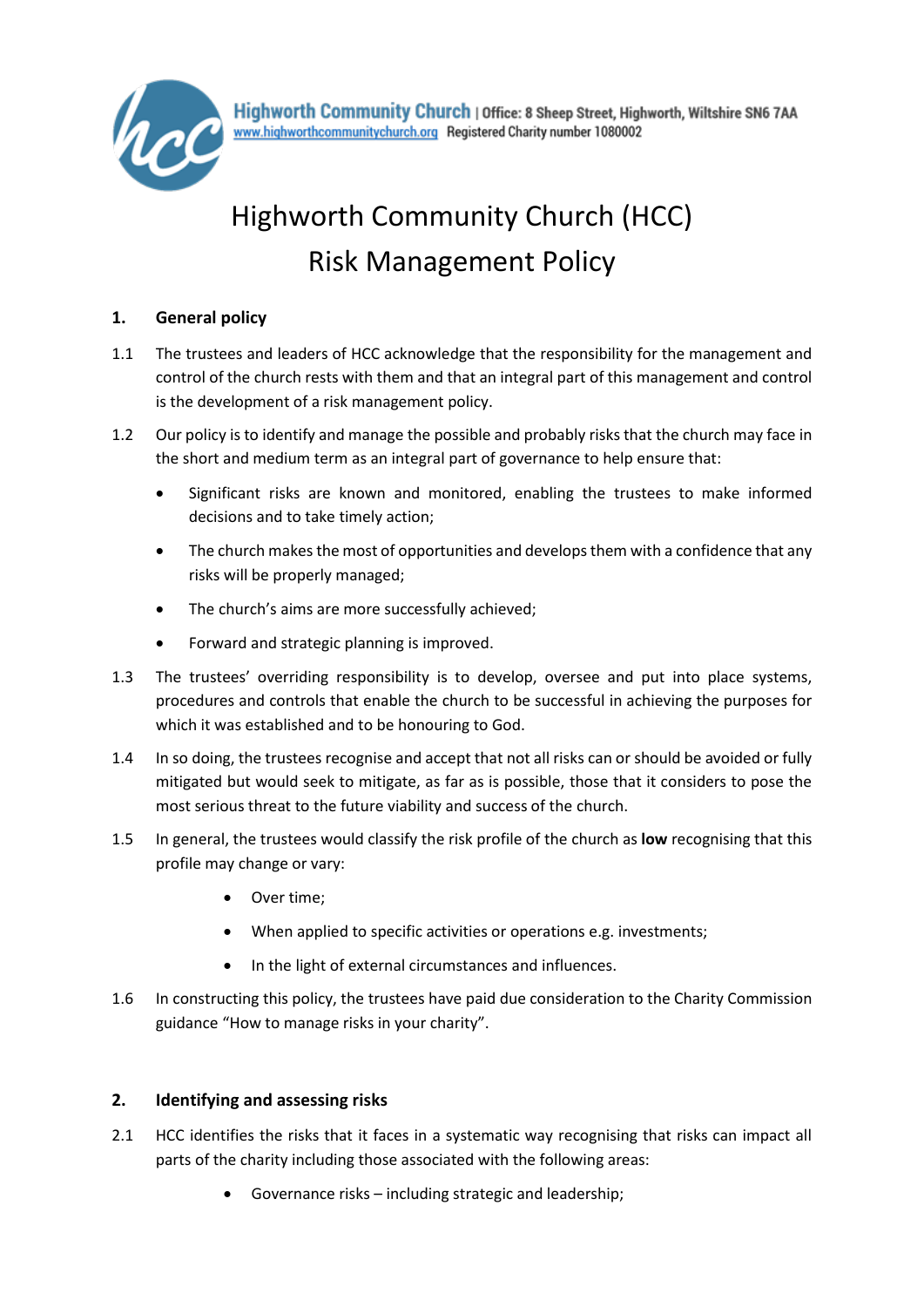Highworth Community Church | Office: 8 Sheep Street, Highworth, Wiltshire SN6 7AA
www.highworthcommunitychurch.org Registered Charity number 1080002

# Highworth Community Church (HCC)
# Risk Management Policy

## 1. General policy

1.1 The trustees and leaders of HCC acknowledge that the responsibility for the management and control of the church rests with them and that an integral part of this management and control is the development of a risk management policy.

1.2 Our policy is to identify and manage the possible and probably risks that the church may face in the short and medium term as an integral part of governance to help ensure that:

- Significant risks are known and monitored, enabling the trustees to make informed decisions and to take timely action;
- The church makes the most of opportunities and develops them with a confidence that any risks will be properly managed;
- The church's aims are more successfully achieved;
- Forward and strategic planning is improved.

1.3 The trustees' overriding responsibility is to develop, oversee and put into place systems, procedures and controls that enable the church to be successful in achieving the purposes for which it was established and to be honouring to God.

1.4 In so doing, the trustees recognise and accept that not all risks can or should be avoided or fully mitigated but would seek to mitigate, as far as is possible, those that it considers to pose the most serious threat to the future viability and success of the church.

1.5 In general, the trustees would classify the risk profile of the church as **low** recognising that this profile may change or vary:

- Over time;
- When applied to specific activities or operations e.g. investments;
- In the light of external circumstances and influences.

1.6 In constructing this policy, the trustees have paid due consideration to the Charity Commission guidance "How to manage risks in your charity".

## 2. Identifying and assessing risks

2.1 HCC identifies the risks that it faces in a systematic way recognising that risks can impact all parts of the charity including those associated with the following areas:

- Governance risks – including strategic and leadership;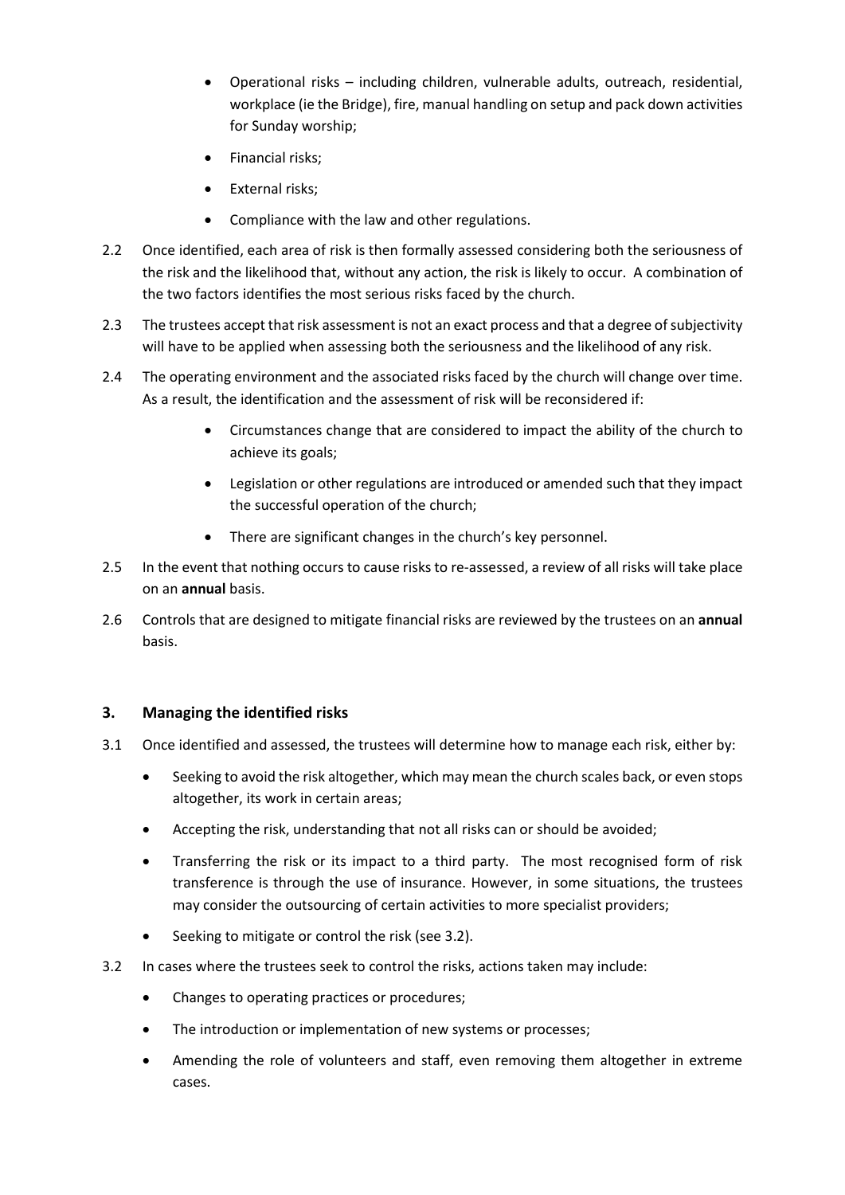- Operational risks – including children, vulnerable adults, outreach, residential, workplace (ie the Bridge), fire, manual handling on setup and pack down activities for Sunday worship;
- Financial risks;
- External risks;
- Compliance with the law and other regulations.

2.2 Once identified, each area of risk is then formally assessed considering both the seriousness of the risk and the likelihood that, without any action, the risk is likely to occur. A combination of the two factors identifies the most serious risks faced by the church.

2.3 The trustees accept that risk assessment is not an exact process and that a degree of subjectivity will have to be applied when assessing both the seriousness and the likelihood of any risk.

2.4 The operating environment and the associated risks faced by the church will change over time. As a result, the identification and the assessment of risk will be reconsidered if:

- Circumstances change that are considered to impact the ability of the church to achieve its goals;
- Legislation or other regulations are introduced or amended such that they impact the successful operation of the church;
- There are significant changes in the church's key personnel.

2.5 In the event that nothing occurs to cause risks to re-assessed, a review of all risks will take place on an **annual** basis.

2.6 Controls that are designed to mitigate financial risks are reviewed by the trustees on an **annual** basis.

## 3. Managing the identified risks

3.1 Once identified and assessed, the trustees will determine how to manage each risk, either by:

- Seeking to avoid the risk altogether, which may mean the church scales back, or even stops altogether, its work in certain areas;
- Accepting the risk, understanding that not all risks can or should be avoided;
- Transferring the risk or its impact to a third party. The most recognised form of risk transference is through the use of insurance. However, in some situations, the trustees may consider the outsourcing of certain activities to more specialist providers;
- Seeking to mitigate or control the risk (see 3.2).

3.2 In cases where the trustees seek to control the risks, actions taken may include:

- Changes to operating practices or procedures;
- The introduction or implementation of new systems or processes;
- Amending the role of volunteers and staff, even removing them altogether in extreme cases.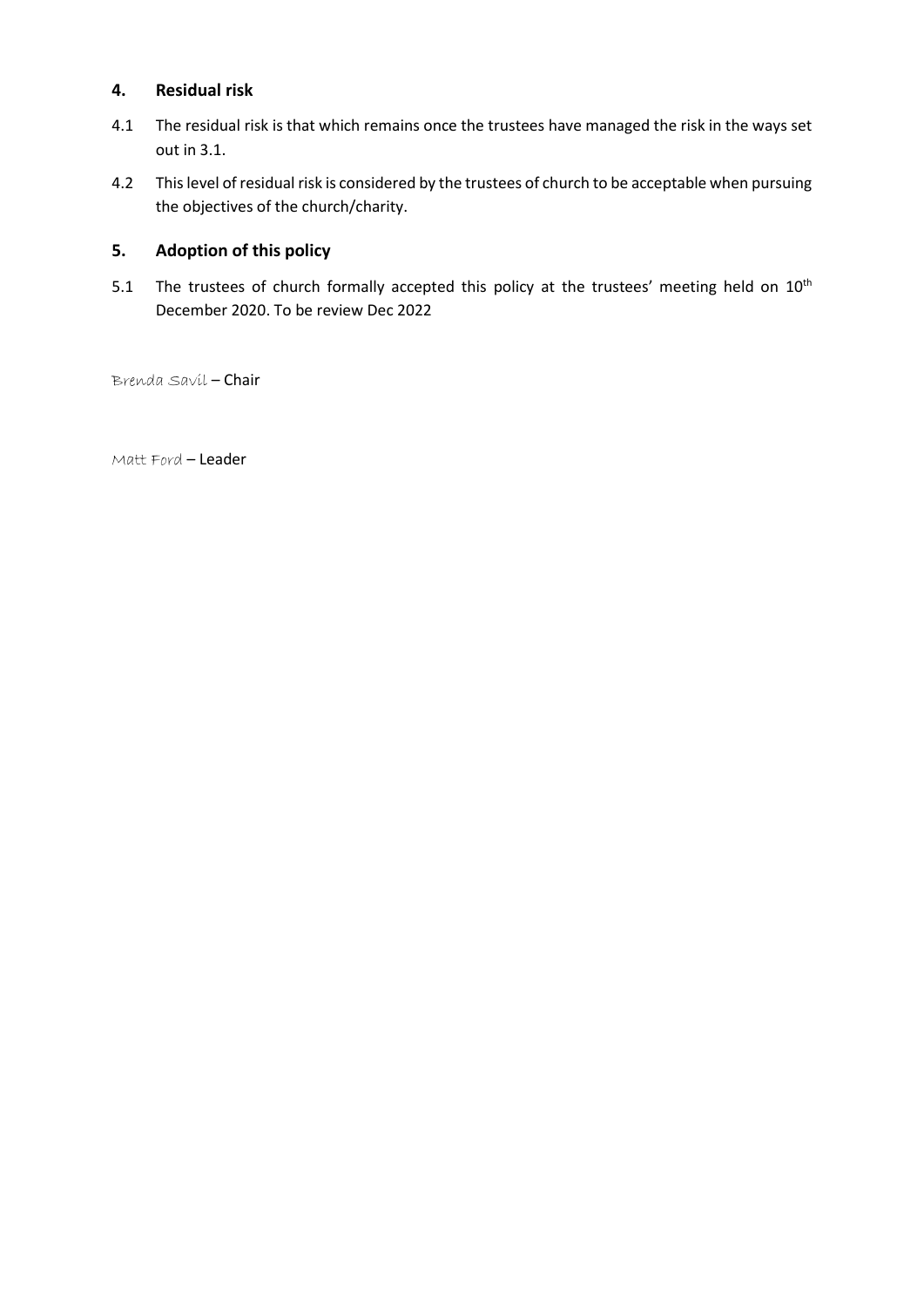## 4. Residual risk

4.1 The residual risk is that which remains once the trustees have managed the risk in the ways set out in 3.1.

4.2 This level of residual risk is considered by the trustees of church to be acceptable when pursuing the objectives of the church/charity.

## 5. Adoption of this policy

5.1 The trustees of church formally accepted this policy at the trustees' meeting held on 10th December 2020. To be review Dec 2022

Brenda Savil – Chair

Matt Ford – Leader